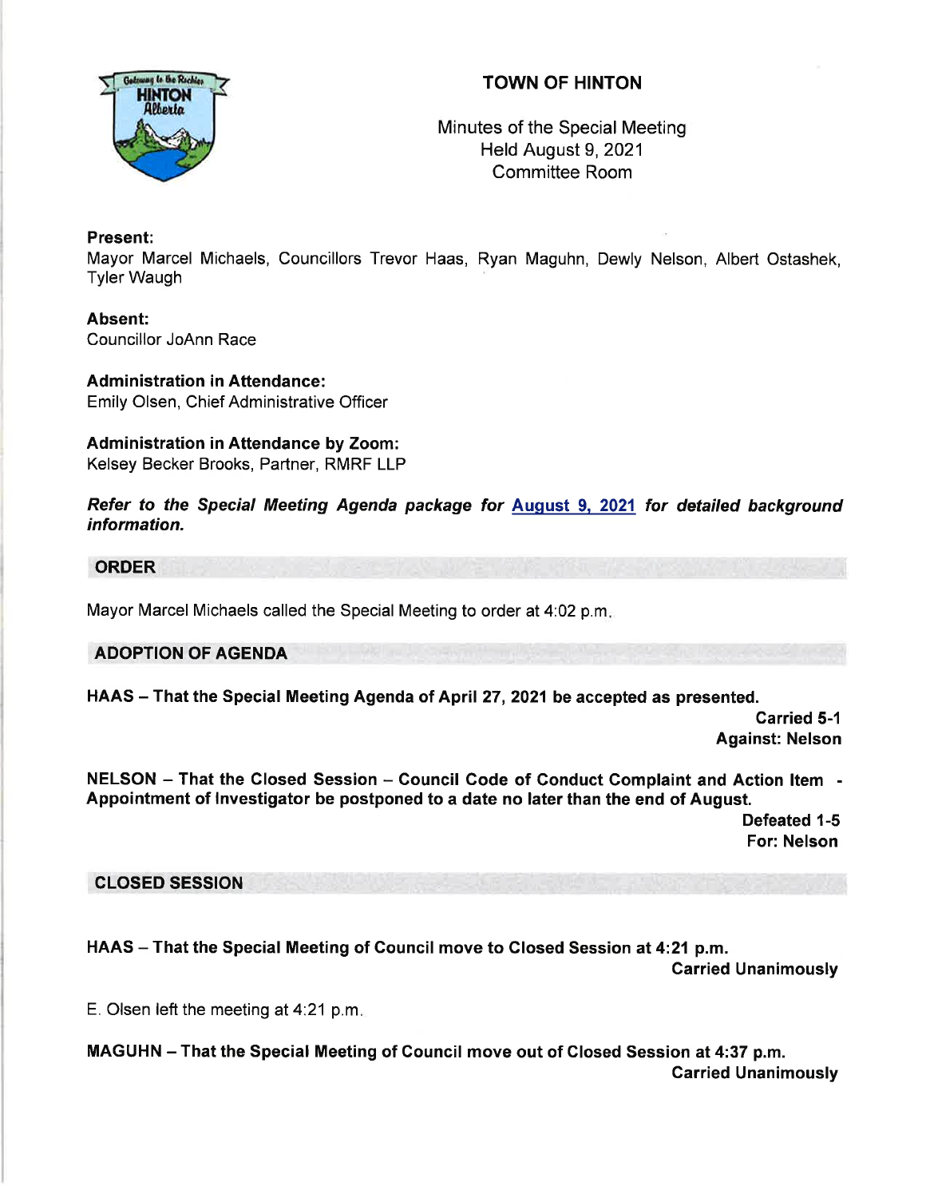# TOWN OF HINTON

Minutes of the Special Meeting
Held August 9, 2021
Committee Room

**Present:**
Mayor Marcel Michaels, Councillors Trevor Haas, Ryan Maguhn, Dewly Nelson, Albert Ostashek, Tyler Waugh

**Absent:**
Councillor JoAnn Race

**Administration in Attendance:**
Emily Olsen, Chief Administrative Officer

**Administration in Attendance by Zoom:**
Kelsey Becker Brooks, Partner, RMRF LLP

***Refer to the Special Meeting Agenda package for August 9, 2021 for detailed background information.***

## ORDER

Mayor Marcel Michaels called the Special Meeting to order at 4:02 p.m.

## ADOPTION OF AGENDA

**HAAS – That the Special Meeting Agenda of April 27, 2021 be accepted as presented.**

**Carried 5-1**
**Against: Nelson**

**NELSON – That the Closed Session – Council Code of Conduct Complaint and Action Item - Appointment of Investigator be postponed to a date no later than the end of August.**

**Defeated 1-5**
**For: Nelson**

## CLOSED SESSION

**HAAS – That the Special Meeting of Council move to Closed Session at 4:21 p.m.**

**Carried Unanimously**

E. Olsen left the meeting at 4:21 p.m.

**MAGUHN – That the Special Meeting of Council move out of Closed Session at 4:37 p.m.**

**Carried Unanimously**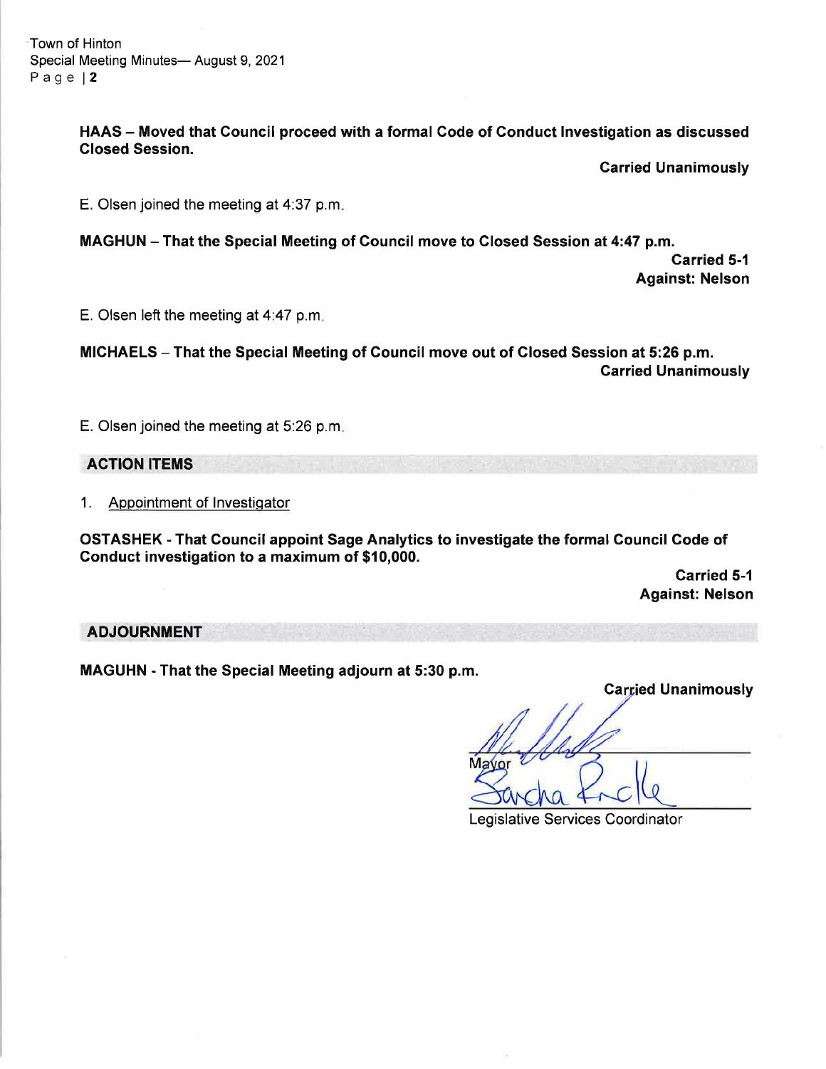**HAAS – Moved that Council proceed with a formal Code of Conduct Investigation as discussed Closed Session.**

**Carried Unanimously**

E. Olsen joined the meeting at 4:37 p.m.

**MAGHUN – That the Special Meeting of Council move to Closed Session at 4:47 p.m.**

**Carried 5-1**
**Against: Nelson**

E. Olsen left the meeting at 4:47 p.m.

**MICHAELS – That the Special Meeting of Council move out of Closed Session at 5:26 p.m.**

**Carried Unanimously**

E. Olsen joined the meeting at 5:26 p.m.

## ACTION ITEMS

1. Appointment of Investigator

**OSTASHEK - That Council appoint Sage Analytics to investigate the formal Council Code of Conduct investigation to a maximum of $10,000.**

**Carried 5-1**
**Against: Nelson**

## ADJOURNMENT

**MAGUHN - That the Special Meeting adjourn at 5:30 p.m.**

**Carried Unanimously**

Mayor

Legislative Services Coordinator